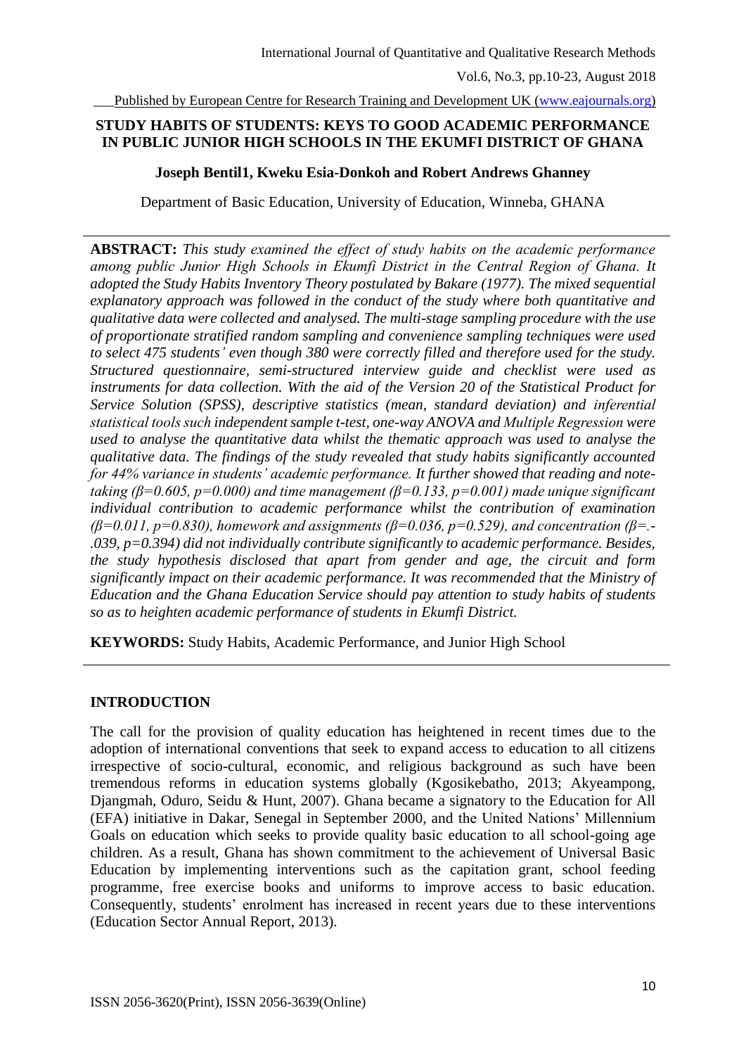## STUDY HABITS OF STUDENTS: KEYS TO GOOD ACADEMIC PERFORMANCE IN PUBLIC JUNIOR HIGH SCHOOLS IN THE EKUMFI DISTRICT OF GHANA

**Joseph Bentil1, Kweku Esia-Donkoh and Robert Andrews Ghanney**

Department of Basic Education, University of Education, Winneba, GHANA

---

**ABSTRACT:** *This study examined the effect of study habits on the academic performance among public Junior High Schools in Ekumfi District in the Central Region of Ghana. It adopted the Study Habits Inventory Theory postulated by Bakare (1977). The mixed sequential explanatory approach was followed in the conduct of the study where both quantitative and qualitative data were collected and analysed. The multi-stage sampling procedure with the use of proportionate stratified random sampling and convenience sampling techniques were used to select 475 students' even though 380 were correctly filled and therefore used for the study. Structured questionnaire, semi-structured interview guide and checklist were used as instruments for data collection. With the aid of the Version 20 of the Statistical Product for Service Solution (SPSS), descriptive statistics (mean, standard deviation) and inferential statistical tools such independent sample t-test, one-way ANOVA and Multiple Regression were used to analyse the quantitative data whilst the thematic approach was used to analyse the qualitative data. The findings of the study revealed that study habits significantly accounted for 44% variance in students' academic performance. It further showed that reading and note-taking ($\beta$=0.605, p=0.000) and time management ($\beta$=0.133, p=0.001) made unique significant individual contribution to academic performance whilst the contribution of examination ($\beta$=0.011, p=0.830), homework and assignments ($\beta$=0.036, p=0.529), and concentration ($\beta$=.-.039, p=0.394) did not individually contribute significantly to academic performance. Besides, the study hypothesis disclosed that apart from gender and age, the circuit and form significantly impact on their academic performance. It was recommended that the Ministry of Education and the Ghana Education Service should pay attention to study habits of students so as to heighten academic performance of students in Ekumfi District.*

**KEYWORDS:** Study Habits, Academic Performance, and Junior High School

---

## INTRODUCTION

The call for the provision of quality education has heightened in recent times due to the adoption of international conventions that seek to expand access to education to all citizens irrespective of socio-cultural, economic, and religious background as such have been tremendous reforms in education systems globally (Kgosikebatho, 2013; Akyeampong, Djangmah, Oduro, Seidu & Hunt, 2007). Ghana became a signatory to the Education for All (EFA) initiative in Dakar, Senegal in September 2000, and the United Nations' Millennium Goals on education which seeks to provide quality basic education to all school-going age children. As a result, Ghana has shown commitment to the achievement of Universal Basic Education by implementing interventions such as the capitation grant, school feeding programme, free exercise books and uniforms to improve access to basic education. Consequently, students' enrolment has increased in recent years due to these interventions (Education Sector Annual Report, 2013).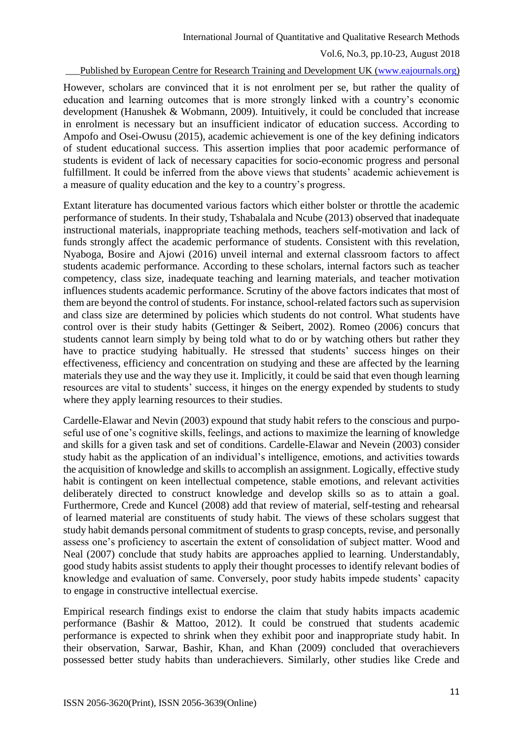However, scholars are convinced that it is not enrolment per se, but rather the quality of education and learning outcomes that is more strongly linked with a country's economic development (Hanushek & Wobmann, 2009). Intuitively, it could be concluded that increase in enrolment is necessary but an insufficient indicator of education success. According to Ampofo and Osei-Owusu (2015), academic achievement is one of the key defining indicators of student educational success. This assertion implies that poor academic performance of students is evident of lack of necessary capacities for socio-economic progress and personal fulfillment. It could be inferred from the above views that students' academic achievement is a measure of quality education and the key to a country's progress.

Extant literature has documented various factors which either bolster or throttle the academic performance of students. In their study, Tshabalala and Ncube (2013) observed that inadequate instructional materials, inappropriate teaching methods, teachers self-motivation and lack of funds strongly affect the academic performance of students. Consistent with this revelation, Nyaboga, Bosire and Ajowi (2016) unveil internal and external classroom factors to affect students academic performance. According to these scholars, internal factors such as teacher competency, class size, inadequate teaching and learning materials, and teacher motivation influences students academic performance. Scrutiny of the above factors indicates that most of them are beyond the control of students. For instance, school-related factors such as supervision and class size are determined by policies which students do not control. What students have control over is their study habits (Gettinger & Seibert, 2002). Romeo (2006) concurs that students cannot learn simply by being told what to do or by watching others but rather they have to practice studying habitually. He stressed that students' success hinges on their effectiveness, efficiency and concentration on studying and these are affected by the learning materials they use and the way they use it. Implicitly, it could be said that even though learning resources are vital to students' success, it hinges on the energy expended by students to study where they apply learning resources to their studies.

Cardelle-Elawar and Nevin (2003) expound that study habit refers to the conscious and purposeful use of one's cognitive skills, feelings, and actions to maximize the learning of knowledge and skills for a given task and set of conditions. Cardelle-Elawar and Nevein (2003) consider study habit as the application of an individual's intelligence, emotions, and activities towards the acquisition of knowledge and skills to accomplish an assignment. Logically, effective study habit is contingent on keen intellectual competence, stable emotions, and relevant activities deliberately directed to construct knowledge and develop skills so as to attain a goal. Furthermore, Crede and Kuncel (2008) add that review of material, self-testing and rehearsal of learned material are constituents of study habit. The views of these scholars suggest that study habit demands personal commitment of students to grasp concepts, revise, and personally assess one's proficiency to ascertain the extent of consolidation of subject matter. Wood and Neal (2007) conclude that study habits are approaches applied to learning. Understandably, good study habits assist students to apply their thought processes to identify relevant bodies of knowledge and evaluation of same. Conversely, poor study habits impede students' capacity to engage in constructive intellectual exercise.

Empirical research findings exist to endorse the claim that study habits impacts academic performance (Bashir & Mattoo, 2012). It could be construed that students academic performance is expected to shrink when they exhibit poor and inappropriate study habit. In their observation, Sarwar, Bashir, Khan, and Khan (2009) concluded that overachievers possessed better study habits than underachievers. Similarly, other studies like Crede and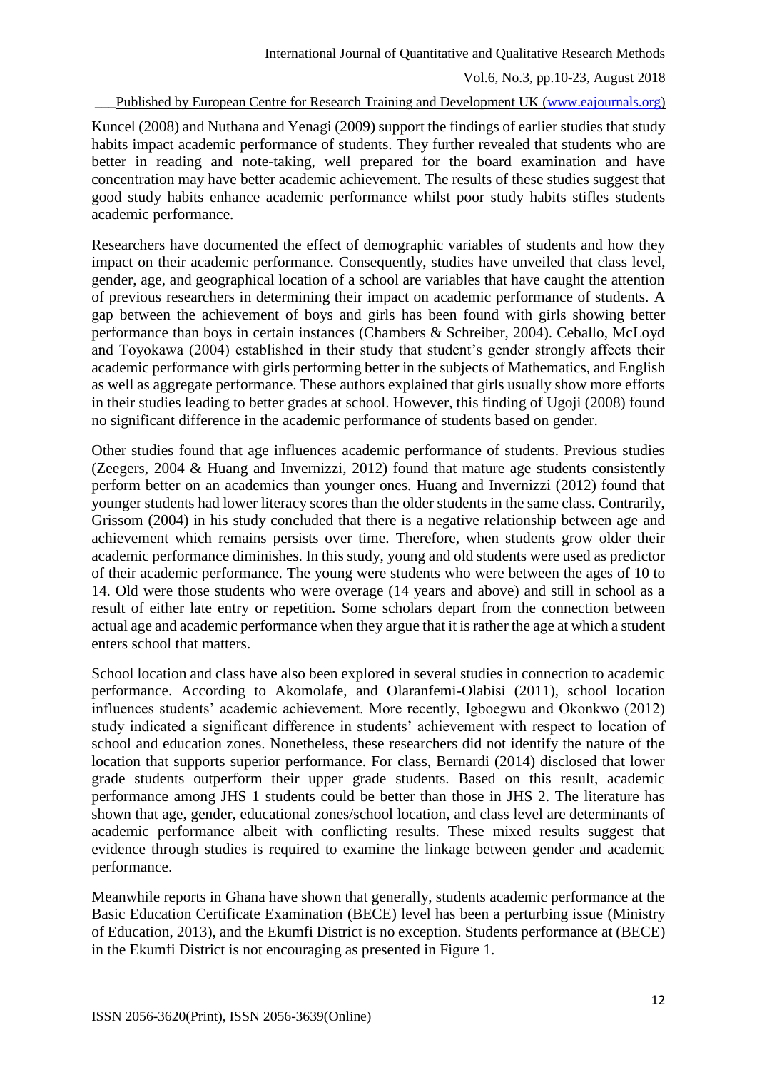Kuncel (2008) and Nuthana and Yenagi (2009) support the findings of earlier studies that study habits impact academic performance of students. They further revealed that students who are better in reading and note-taking, well prepared for the board examination and have concentration may have better academic achievement. The results of these studies suggest that good study habits enhance academic performance whilst poor study habits stifles students academic performance.

Researchers have documented the effect of demographic variables of students and how they impact on their academic performance. Consequently, studies have unveiled that class level, gender, age, and geographical location of a school are variables that have caught the attention of previous researchers in determining their impact on academic performance of students. A gap between the achievement of boys and girls has been found with girls showing better performance than boys in certain instances (Chambers & Schreiber, 2004). Ceballo, McLoyd and Toyokawa (2004) established in their study that student's gender strongly affects their academic performance with girls performing better in the subjects of Mathematics, and English as well as aggregate performance. These authors explained that girls usually show more efforts in their studies leading to better grades at school. However, this finding of Ugoji (2008) found no significant difference in the academic performance of students based on gender.

Other studies found that age influences academic performance of students. Previous studies (Zeegers, 2004 & Huang and Invernizzi, 2012) found that mature age students consistently perform better on an academics than younger ones. Huang and Invernizzi (2012) found that younger students had lower literacy scores than the older students in the same class. Contrarily, Grissom (2004) in his study concluded that there is a negative relationship between age and achievement which remains persists over time. Therefore, when students grow older their academic performance diminishes. In this study, young and old students were used as predictor of their academic performance. The young were students who were between the ages of 10 to 14. Old were those students who were overage (14 years and above) and still in school as a result of either late entry or repetition. Some scholars depart from the connection between actual age and academic performance when they argue that it is rather the age at which a student enters school that matters.

School location and class have also been explored in several studies in connection to academic performance. According to Akomolafe, and Olaranfemi-Olabisi (2011), school location influences students' academic achievement. More recently, Igboegwu and Okonkwo (2012) study indicated a significant difference in students' achievement with respect to location of school and education zones. Nonetheless, these researchers did not identify the nature of the location that supports superior performance. For class, Bernardi (2014) disclosed that lower grade students outperform their upper grade students. Based on this result, academic performance among JHS 1 students could be better than those in JHS 2. The literature has shown that age, gender, educational zones/school location, and class level are determinants of academic performance albeit with conflicting results. These mixed results suggest that evidence through studies is required to examine the linkage between gender and academic performance.

Meanwhile reports in Ghana have shown that generally, students academic performance at the Basic Education Certificate Examination (BECE) level has been a perturbing issue (Ministry of Education, 2013), and the Ekumfi District is no exception. Students performance at (BECE) in the Ekumfi District is not encouraging as presented in Figure 1.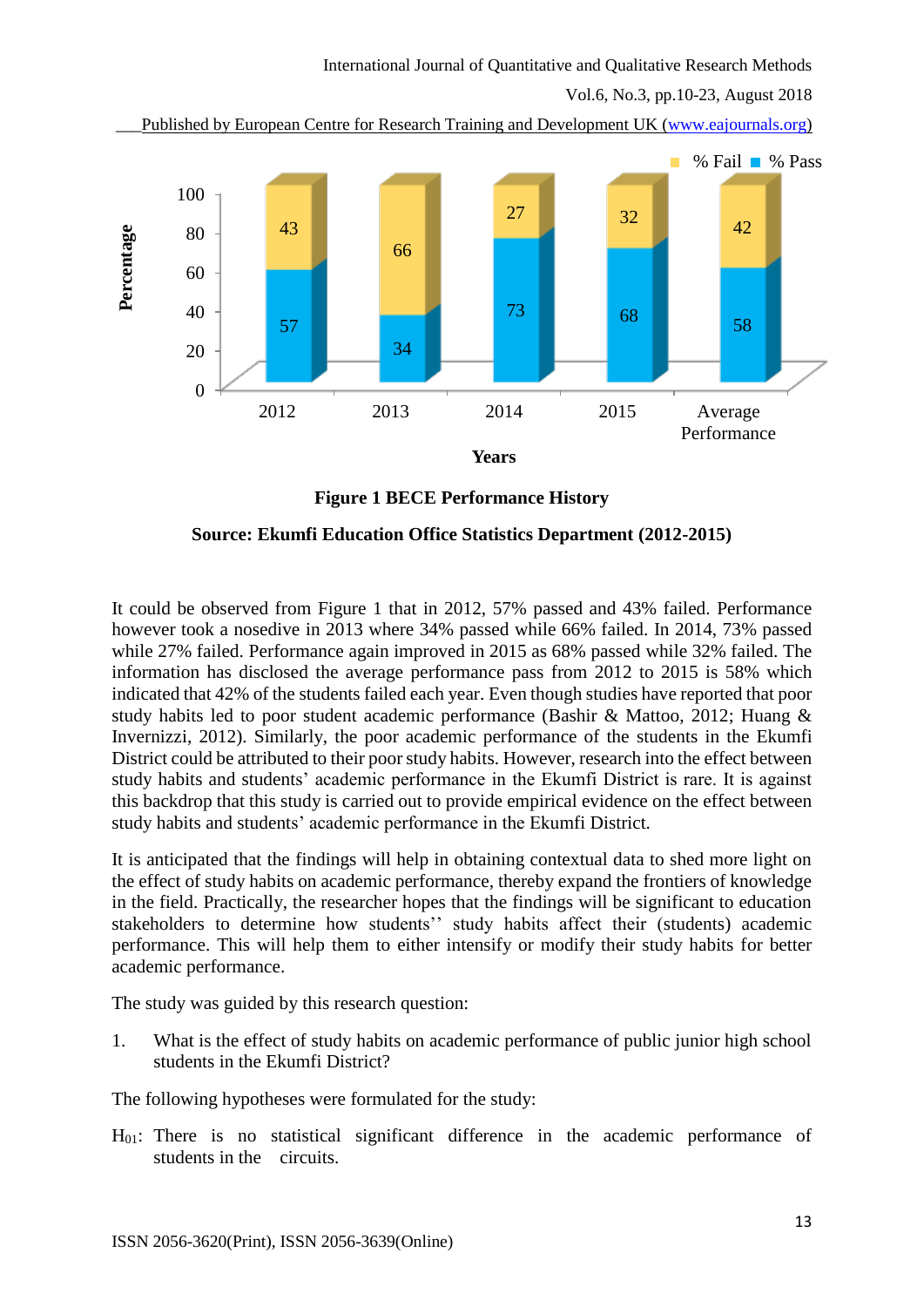**Figure 1 BECE Performance History**

**Source: Ekumfi Education Office Statistics Department (2012-2015)**

It could be observed from Figure 1 that in 2012, 57% passed and 43% failed. Performance however took a nosedive in 2013 where 34% passed while 66% failed. In 2014, 73% passed while 27% failed. Performance again improved in 2015 as 68% passed while 32% failed. The information has disclosed the average performance pass from 2012 to 2015 is 58% which indicated that 42% of the students failed each year. Even though studies have reported that poor study habits led to poor student academic performance (Bashir & Mattoo, 2012; Huang & Invernizzi, 2012). Similarly, the poor academic performance of the students in the Ekumfi District could be attributed to their poor study habits. However, research into the effect between study habits and students' academic performance in the Ekumfi District is rare. It is against this backdrop that this study is carried out to provide empirical evidence on the effect between study habits and students' academic performance in the Ekumfi District.

It is anticipated that the findings will help in obtaining contextual data to shed more light on the effect of study habits on academic performance, thereby expand the frontiers of knowledge in the field. Practically, the researcher hopes that the findings will be significant to education stakeholders to determine how students'' study habits affect their (students) academic performance. This will help them to either intensify or modify their study habits for better academic performance.

The study was guided by this research question:

1. What is the effect of study habits on academic performance of public junior high school students in the Ekumfi District?

The following hypotheses were formulated for the study:

$H_{01}$: There is no statistical significant difference in the academic performance of students in the circuits.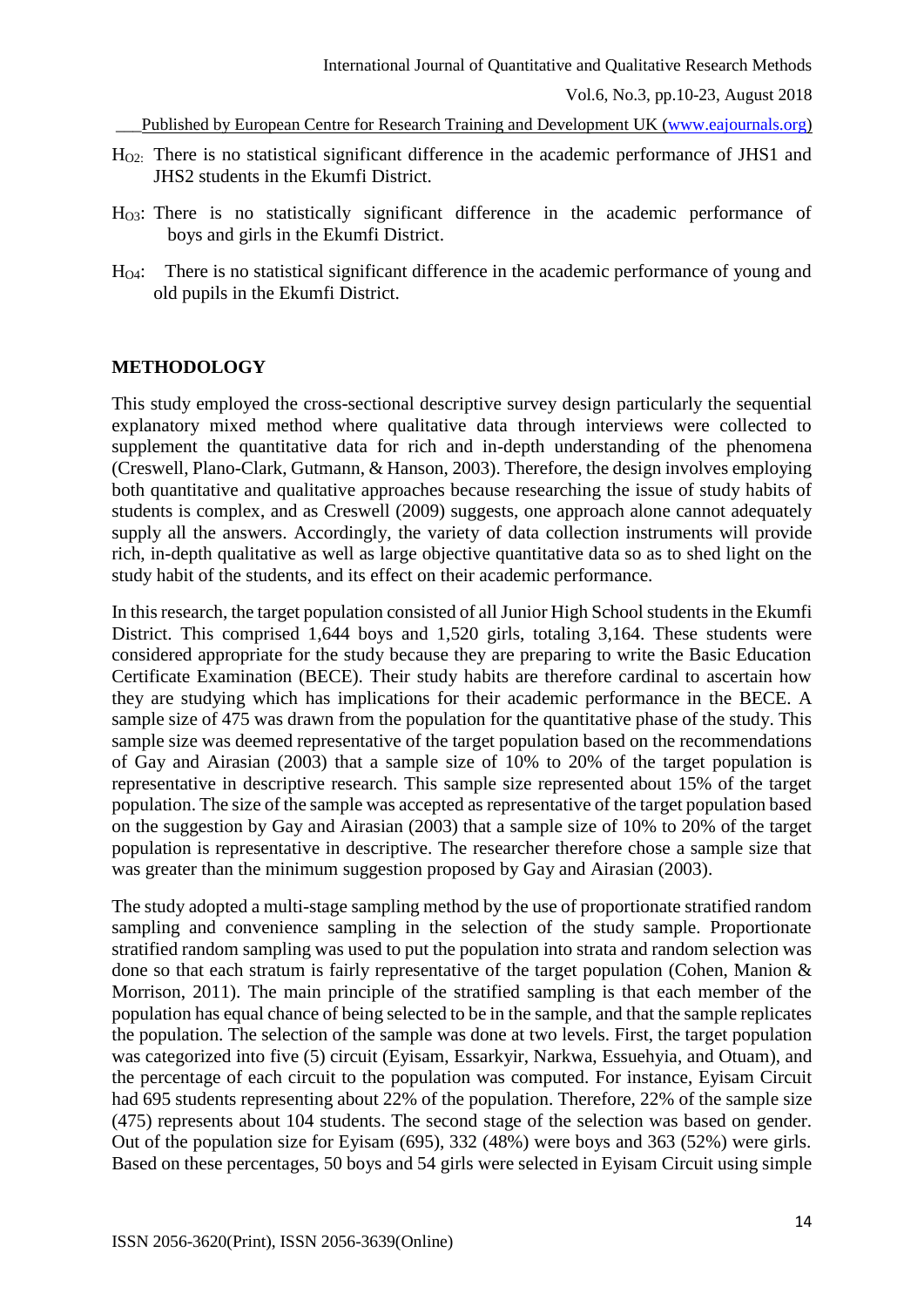$H_{O2}$: There is no statistical significant difference in the academic performance of JHS1 and JHS2 students in the Ekumfi District.

$H_{O3}$: There is no statistically significant difference in the academic performance of boys and girls in the Ekumfi District.

$H_{O4}$: There is no statistical significant difference in the academic performance of young and old pupils in the Ekumfi District.

## METHODOLOGY

This study employed the cross-sectional descriptive survey design particularly the sequential explanatory mixed method where qualitative data through interviews were collected to supplement the quantitative data for rich and in-depth understanding of the phenomena (Creswell, Plano-Clark, Gutmann, & Hanson, 2003). Therefore, the design involves employing both quantitative and qualitative approaches because researching the issue of study habits of students is complex, and as Creswell (2009) suggests, one approach alone cannot adequately supply all the answers. Accordingly, the variety of data collection instruments will provide rich, in-depth qualitative as well as large objective quantitative data so as to shed light on the study habit of the students, and its effect on their academic performance.

In this research, the target population consisted of all Junior High School students in the Ekumfi District. This comprised 1,644 boys and 1,520 girls, totaling 3,164. These students were considered appropriate for the study because they are preparing to write the Basic Education Certificate Examination (BECE). Their study habits are therefore cardinal to ascertain how they are studying which has implications for their academic performance in the BECE. A sample size of 475 was drawn from the population for the quantitative phase of the study. This sample size was deemed representative of the target population based on the recommendations of Gay and Airasian (2003) that a sample size of 10% to 20% of the target population is representative in descriptive research. This sample size represented about 15% of the target population. The size of the sample was accepted as representative of the target population based on the suggestion by Gay and Airasian (2003) that a sample size of 10% to 20% of the target population is representative in descriptive. The researcher therefore chose a sample size that was greater than the minimum suggestion proposed by Gay and Airasian (2003).

The study adopted a multi-stage sampling method by the use of proportionate stratified random sampling and convenience sampling in the selection of the study sample. Proportionate stratified random sampling was used to put the population into strata and random selection was done so that each stratum is fairly representative of the target population (Cohen, Manion & Morrison, 2011). The main principle of the stratified sampling is that each member of the population has equal chance of being selected to be in the sample, and that the sample replicates the population. The selection of the sample was done at two levels. First, the target population was categorized into five (5) circuit (Eyisam, Essarkyir, Narkwa, Essuehyia, and Otuam), and the percentage of each circuit to the population was computed. For instance, Eyisam Circuit had 695 students representing about 22% of the population. Therefore, 22% of the sample size (475) represents about 104 students. The second stage of the selection was based on gender. Out of the population size for Eyisam (695), 332 (48%) were boys and 363 (52%) were girls. Based on these percentages, 50 boys and 54 girls were selected in Eyisam Circuit using simple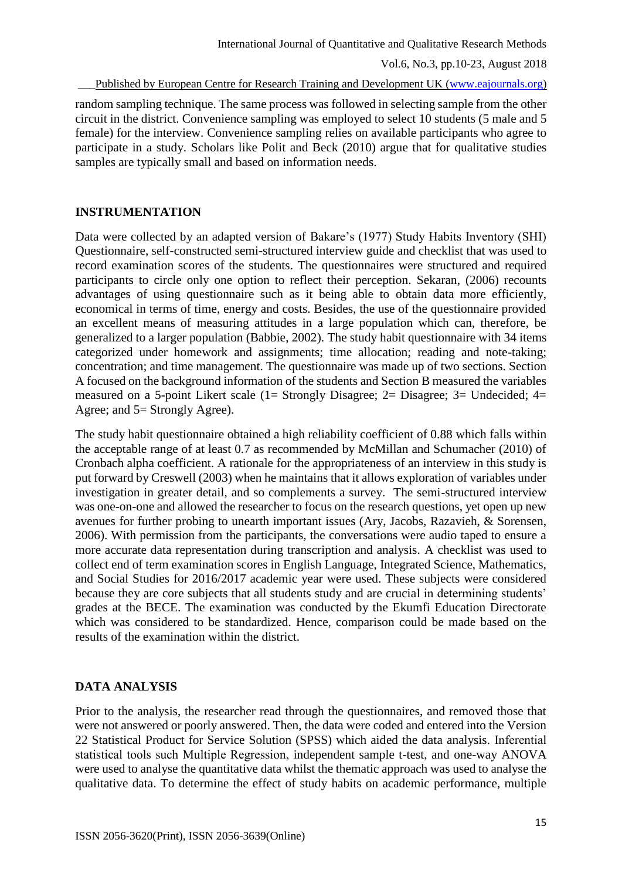random sampling technique. The same process was followed in selecting sample from the other circuit in the district. Convenience sampling was employed to select 10 students (5 male and 5 female) for the interview. Convenience sampling relies on available participants who agree to participate in a study. Scholars like Polit and Beck (2010) argue that for qualitative studies samples are typically small and based on information needs.

## INSTRUMENTATION

Data were collected by an adapted version of Bakare's (1977) Study Habits Inventory (SHI) Questionnaire, self-constructed semi-structured interview guide and checklist that was used to record examination scores of the students. The questionnaires were structured and required participants to circle only one option to reflect their perception. Sekaran, (2006) recounts advantages of using questionnaire such as it being able to obtain data more efficiently, economical in terms of time, energy and costs. Besides, the use of the questionnaire provided an excellent means of measuring attitudes in a large population which can, therefore, be generalized to a larger population (Babbie, 2002). The study habit questionnaire with 34 items categorized under homework and assignments; time allocation; reading and note-taking; concentration; and time management. The questionnaire was made up of two sections. Section A focused on the background information of the students and Section B measured the variables measured on a 5-point Likert scale (1= Strongly Disagree; 2= Disagree; 3= Undecided; 4= Agree; and 5= Strongly Agree).

The study habit questionnaire obtained a high reliability coefficient of 0.88 which falls within the acceptable range of at least 0.7 as recommended by McMillan and Schumacher (2010) of Cronbach alpha coefficient. A rationale for the appropriateness of an interview in this study is put forward by Creswell (2003) when he maintains that it allows exploration of variables under investigation in greater detail, and so complements a survey. The semi-structured interview was one-on-one and allowed the researcher to focus on the research questions, yet open up new avenues for further probing to unearth important issues (Ary, Jacobs, Razavieh, & Sorensen, 2006). With permission from the participants, the conversations were audio taped to ensure a more accurate data representation during transcription and analysis. A checklist was used to collect end of term examination scores in English Language, Integrated Science, Mathematics, and Social Studies for 2016/2017 academic year were used. These subjects were considered because they are core subjects that all students study and are crucial in determining students' grades at the BECE. The examination was conducted by the Ekumfi Education Directorate which was considered to be standardized. Hence, comparison could be made based on the results of the examination within the district.

## DATA ANALYSIS

Prior to the analysis, the researcher read through the questionnaires, and removed those that were not answered or poorly answered. Then, the data were coded and entered into the Version 22 Statistical Product for Service Solution (SPSS) which aided the data analysis. Inferential statistical tools such Multiple Regression, independent sample t-test, and one-way ANOVA were used to analyse the quantitative data whilst the thematic approach was used to analyse the qualitative data. To determine the effect of study habits on academic performance, multiple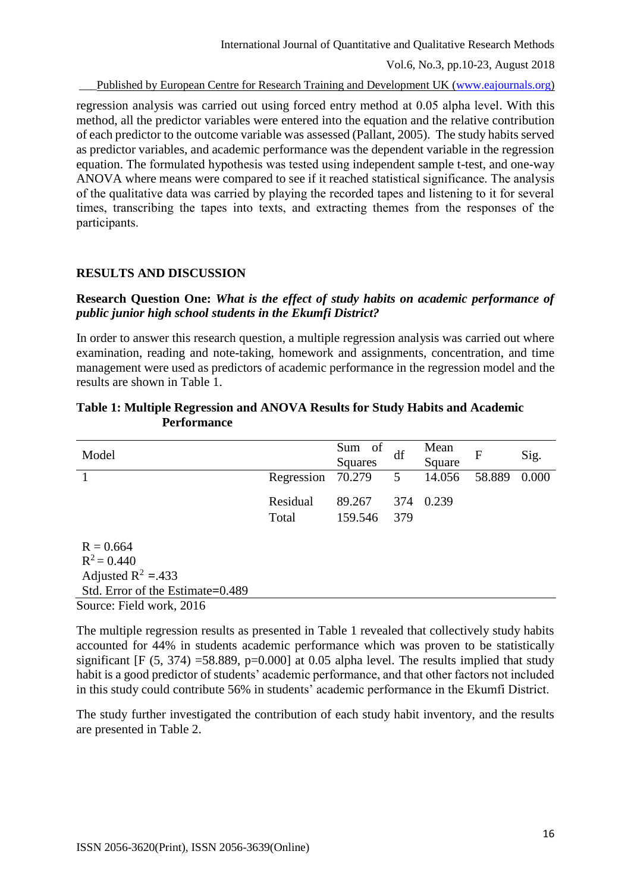regression analysis was carried out using forced entry method at 0.05 alpha level. With this method, all the predictor variables were entered into the equation and the relative contribution of each predictor to the outcome variable was assessed (Pallant, 2005). The study habits served as predictor variables, and academic performance was the dependent variable in the regression equation. The formulated hypothesis was tested using independent sample t-test, and one-way ANOVA where means were compared to see if it reached statistical significance. The analysis of the qualitative data was carried by playing the recorded tapes and listening to it for several times, transcribing the tapes into texts, and extracting themes from the responses of the participants.

## RESULTS AND DISCUSSION

**Research Question One:** ***What is the effect of study habits on academic performance of public junior high school students in the Ekumfi District?***

In order to answer this research question, a multiple regression analysis was carried out where examination, reading and note-taking, homework and assignments, concentration, and time management were used as predictors of academic performance in the regression model and the results are shown in Table 1.

**Table 1: Multiple Regression and ANOVA Results for Study Habits and Academic Performance**

| Model | | Sum of Squares | df | Mean Square | F | Sig. |
|---|---|---|---|---|---|---|
| 1 | Regression | 70.279 | 5 | 14.056 | 58.889 | 0.000 |
| | Residual | 89.267 | 374 | 0.239 | | |
| | Total | 159.546 | 379 | | | |

$R = 0.664$
$R^2 = 0.440$
Adjusted $R^2 = .433$
Std. Error of the Estimate=0.489

Source: Field work, 2016

The multiple regression results as presented in Table 1 revealed that collectively study habits accounted for 44% in students academic performance which was proven to be statistically significant [$F$ (5, 374) =58.889, $p$=0.000] at 0.05 alpha level. The results implied that study habit is a good predictor of students' academic performance, and that other factors not included in this study could contribute 56% in students' academic performance in the Ekumfi District.

The study further investigated the contribution of each study habit inventory, and the results are presented in Table 2.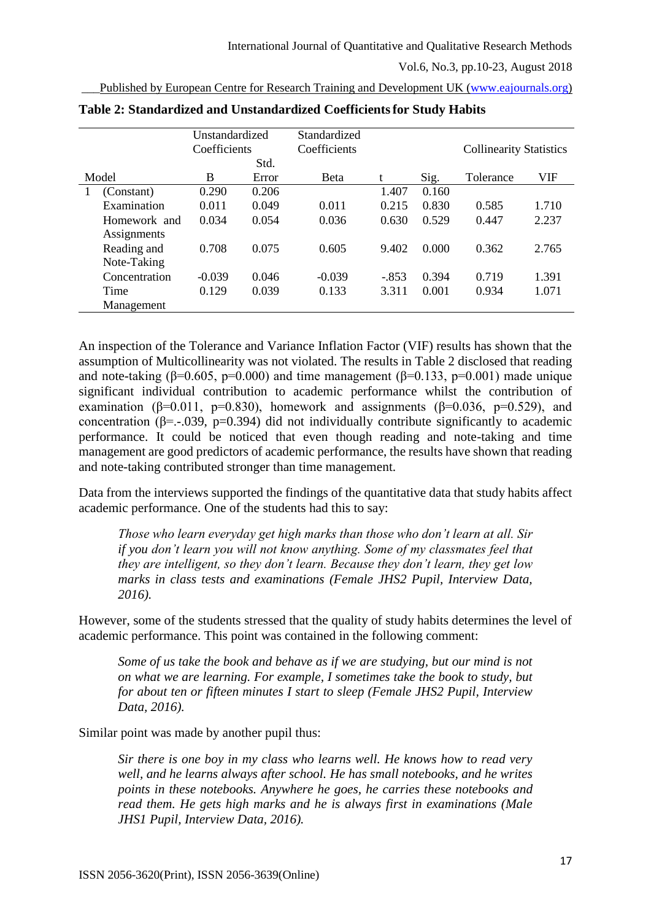**Table 2: Standardized and Unstandardized Coefficients for Study Habits**

| Model | | Unstandardized Coefficients | | Standardized Coefficients | | | Collinearity Statistics | |
|---|---|---|---|---|---|---|---|---|
| | | B | Std. Error | Beta | t | Sig. | Tolerance | VIF |
| 1 | (Constant) | 0.290 | 0.206 | | 1.407 | 0.160 | | |
| | Examination | 0.011 | 0.049 | 0.011 | 0.215 | 0.830 | 0.585 | 1.710 |
| | Homework and Assignments | 0.034 | 0.054 | 0.036 | 0.630 | 0.529 | 0.447 | 2.237 |
| | Reading and Note-Taking | 0.708 | 0.075 | 0.605 | 9.402 | 0.000 | 0.362 | 2.765 |
| | Concentration | -0.039 | 0.046 | -0.039 | -.853 | 0.394 | 0.719 | 1.391 |
| | Time Management | 0.129 | 0.039 | 0.133 | 3.311 | 0.001 | 0.934 | 1.071 |

An inspection of the Tolerance and Variance Inflation Factor (VIF) results has shown that the assumption of Multicollinearity was not violated. The results in Table 2 disclosed that reading and note-taking ($\beta$=0.605, p=0.000) and time management ($\beta$=0.133, p=0.001) made unique significant individual contribution to academic performance whilst the contribution of examination ($\beta$=0.011, p=0.830), homework and assignments ($\beta$=0.036, p=0.529), and concentration ($\beta$=.-.039, p=0.394) did not individually contribute significantly to academic performance. It could be noticed that even though reading and note-taking and time management are good predictors of academic performance, the results have shown that reading and note-taking contributed stronger than time management.

Data from the interviews supported the findings of the quantitative data that study habits affect academic performance. One of the students had this to say:

> *Those who learn everyday get high marks than those who don't learn at all. Sir if you don't learn you will not know anything. Some of my classmates feel that they are intelligent, so they don't learn. Because they don't learn, they get low marks in class tests and examinations (Female JHS2 Pupil, Interview Data, 2016).*

However, some of the students stressed that the quality of study habits determines the level of academic performance. This point was contained in the following comment:

> *Some of us take the book and behave as if we are studying, but our mind is not on what we are learning. For example, I sometimes take the book to study, but for about ten or fifteen minutes I start to sleep (Female JHS2 Pupil, Interview Data, 2016).*

Similar point was made by another pupil thus:

> *Sir there is one boy in my class who learns well. He knows how to read very well, and he learns always after school. He has small notebooks, and he writes points in these notebooks. Anywhere he goes, he carries these notebooks and read them. He gets high marks and he is always first in examinations (Male JHS1 Pupil, Interview Data, 2016).*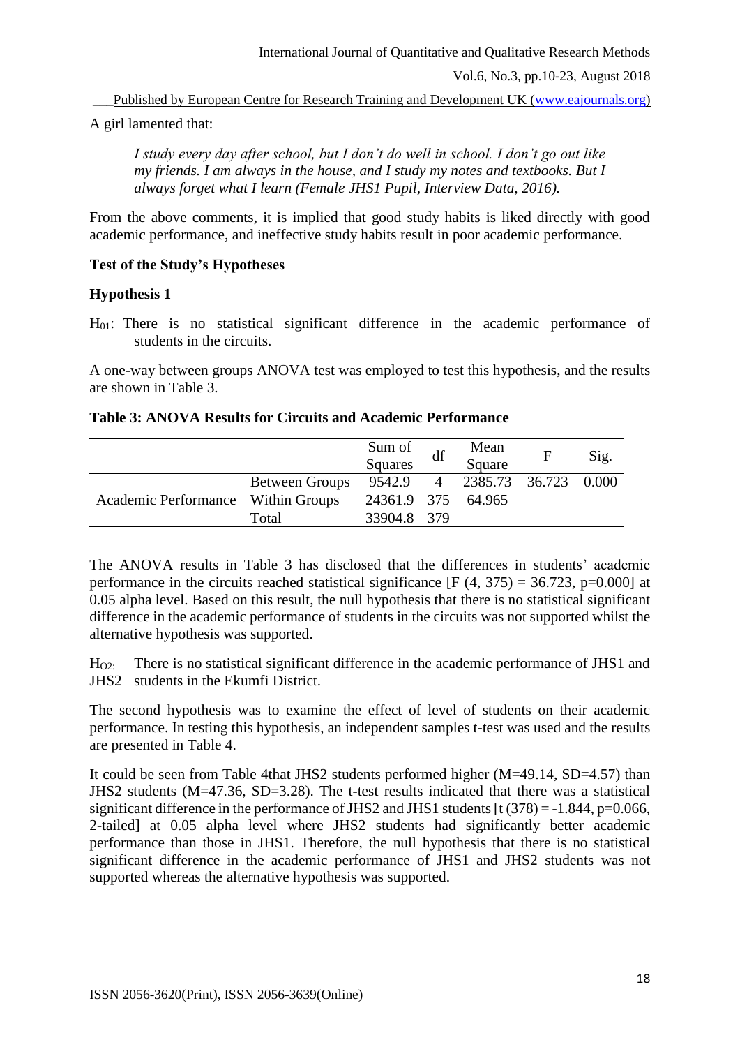A girl lamented that:

> *I study every day after school, but I don't do well in school. I don't go out like my friends. I am always in the house, and I study my notes and textbooks. But I always forget what I learn (Female JHS1 Pupil, Interview Data, 2016).*

From the above comments, it is implied that good study habits is liked directly with good academic performance, and ineffective study habits result in poor academic performance.

### Test of the Study's Hypotheses

#### Hypothesis 1

$H_{01}$: There is no statistical significant difference in the academic performance of students in the circuits.

A one-way between groups ANOVA test was employed to test this hypothesis, and the results are shown in Table 3.

**Table 3: ANOVA Results for Circuits and Academic Performance**

| | | Sum of Squares | df | Mean Square | F | Sig. |
|---|---|---|---|---|---|---|
| Academic Performance | Between Groups | 9542.9 | 4 | 2385.73 | 36.723 | 0.000 |
| | Within Groups | 24361.9 | 375 | 64.965 | | |
| | Total | 33904.8 | 379 | | | |

The ANOVA results in Table 3 has disclosed that the differences in students' academic performance in the circuits reached statistical significance [F (4, 375) = 36.723, p=0.000] at 0.05 alpha level. Based on this result, the null hypothesis that there is no statistical significant difference in the academic performance of students in the circuits was not supported whilst the alternative hypothesis was supported.

$H_{O2:}$ There is no statistical significant difference in the academic performance of JHS1 and JHS2 students in the Ekumfi District.

The second hypothesis was to examine the effect of level of students on their academic performance. In testing this hypothesis, an independent samples t-test was used and the results are presented in Table 4.

It could be seen from Table 4that JHS2 students performed higher (M=49.14, SD=4.57) than JHS2 students (M=47.36, SD=3.28). The t-test results indicated that there was a statistical significant difference in the performance of JHS2 and JHS1 students [t (378) = -1.844, p=0.066, 2-tailed] at 0.05 alpha level where JHS2 students had significantly better academic performance than those in JHS1. Therefore, the null hypothesis that there is no statistical significant difference in the academic performance of JHS1 and JHS2 students was not supported whereas the alternative hypothesis was supported.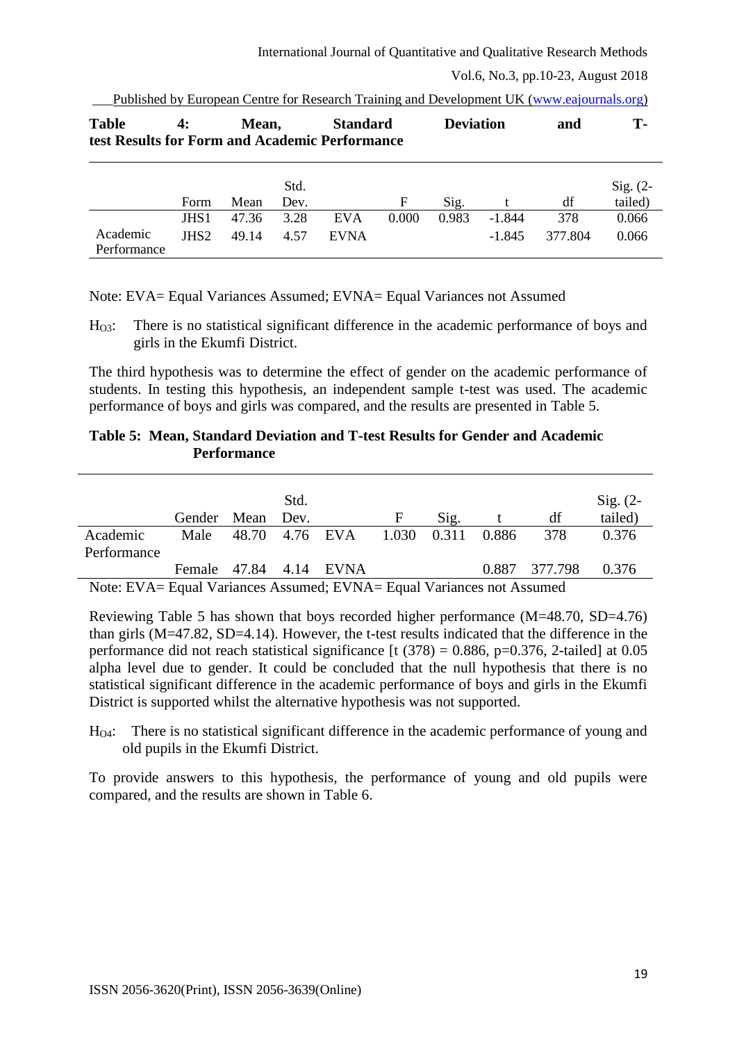**Table 4: Mean, Standard Deviation and T-test Results for Form and Academic Performance**

| | Form | Mean | Std. Dev. | | F | Sig. | t | df | Sig. (2-tailed) |
|---|---|---|---|---|---|---|---|---|---|
| Academic Performance | JHS1 | 47.36 | 3.28 | EVA | 0.000 | 0.983 | -1.844 | 378 | 0.066 |
| | JHS2 | 49.14 | 4.57 | EVNA | | | -1.845 | 377.804 | 0.066 |

Note: EVA= Equal Variances Assumed; EVNA= Equal Variances not Assumed

$H_{O3}$: There is no statistical significant difference in the academic performance of boys and girls in the Ekumfi District.

The third hypothesis was to determine the effect of gender on the academic performance of students. In testing this hypothesis, an independent sample t-test was used. The academic performance of boys and girls was compared, and the results are presented in Table 5.

**Table 5: Mean, Standard Deviation and T-test Results for Gender and Academic Performance**

| | Gender | Mean | Std. Dev. | | F | Sig. | t | df | Sig. (2-tailed) |
|---|---|---|---|---|---|---|---|---|---|
| Academic Performance | Male | 48.70 | 4.76 | EVA | 1.030 | 0.311 | 0.886 | 378 | 0.376 |
| | Female | 47.84 | 4.14 | EVNA | | | 0.887 | 377.798 | 0.376 |

Note: EVA= Equal Variances Assumed; EVNA= Equal Variances not Assumed

Reviewing Table 5 has shown that boys recorded higher performance (M=48.70, SD=4.76) than girls (M=47.82, SD=4.14). However, the t-test results indicated that the difference in the performance did not reach statistical significance [t (378) = 0.886, p=0.376, 2-tailed] at 0.05 alpha level due to gender. It could be concluded that the null hypothesis that there is no statistical significant difference in the academic performance of boys and girls in the Ekumfi District is supported whilst the alternative hypothesis was not supported.

$H_{O4}$: There is no statistical significant difference in the academic performance of young and old pupils in the Ekumfi District.

To provide answers to this hypothesis, the performance of young and old pupils were compared, and the results are shown in Table 6.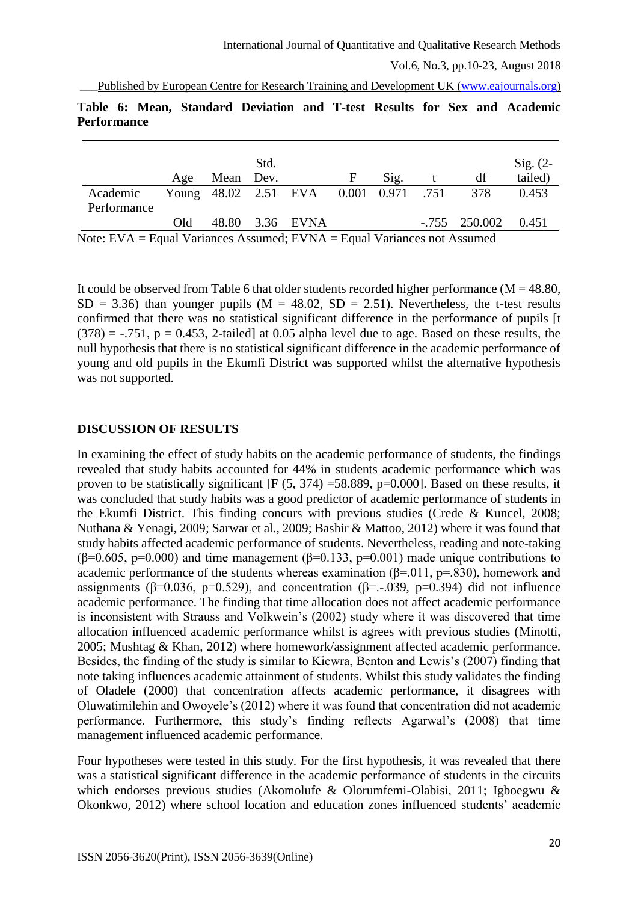**Table 6: Mean, Standard Deviation and T-test Results for Sex and Academic Performance**

| | Age | Mean | Std. Dev. | | F | Sig. | t | df | Sig. (2-tailed) |
|---|---|---|---|---|---|---|---|---|---|
| Academic Performance | Young | 48.02 | 2.51 | EVA | 0.001 | 0.971 | .751 | 378 | 0.453 |
| | Old | 48.80 | 3.36 | EVNA | | | -.755 | 250.002 | 0.451 |

Note: EVA = Equal Variances Assumed; EVNA = Equal Variances not Assumed

It could be observed from Table 6 that older students recorded higher performance (M = 48.80, SD = 3.36) than younger pupils (M = 48.02, SD = 2.51). Nevertheless, the t-test results confirmed that there was no statistical significant difference in the performance of pupils [t (378) = -.751, p = 0.453, 2-tailed] at 0.05 alpha level due to age. Based on these results, the null hypothesis that there is no statistical significant difference in the academic performance of young and old pupils in the Ekumfi District was supported whilst the alternative hypothesis was not supported.

## DISCUSSION OF RESULTS

In examining the effect of study habits on the academic performance of students, the findings revealed that study habits accounted for 44% in students academic performance which was proven to be statistically significant [F (5, 374) =58.889, p=0.000]. Based on these results, it was concluded that study habits was a good predictor of academic performance of students in the Ekumfi District. This finding concurs with previous studies (Crede & Kuncel, 2008; Nuthana & Yenagi, 2009; Sarwar et al., 2009; Bashir & Mattoo, 2012) where it was found that study habits affected academic performance of students. Nevertheless, reading and note-taking (β=0.605, p=0.000) and time management (β=0.133, p=0.001) made unique contributions to academic performance of the students whereas examination (β=.011, p=.830), homework and assignments (β=0.036, p=0.529), and concentration (β=.-.039, p=0.394) did not influence academic performance. The finding that time allocation does not affect academic performance is inconsistent with Strauss and Volkwein's (2002) study where it was discovered that time allocation influenced academic performance whilst is agrees with previous studies (Minotti, 2005; Mushtag & Khan, 2012) where homework/assignment affected academic performance. Besides, the finding of the study is similar to Kiewra, Benton and Lewis's (2007) finding that note taking influences academic attainment of students. Whilst this study validates the finding of Oladele (2000) that concentration affects academic performance, it disagrees with Oluwatimilehin and Owoyele's (2012) where it was found that concentration did not academic performance. Furthermore, this study's finding reflects Agarwal's (2008) that time management influenced academic performance.

Four hypotheses were tested in this study. For the first hypothesis, it was revealed that there was a statistical significant difference in the academic performance of students in the circuits which endorses previous studies (Akomolufe & Olorumfemi-Olabisi, 2011; Igboegwu & Okonkwo, 2012) where school location and education zones influenced students' academic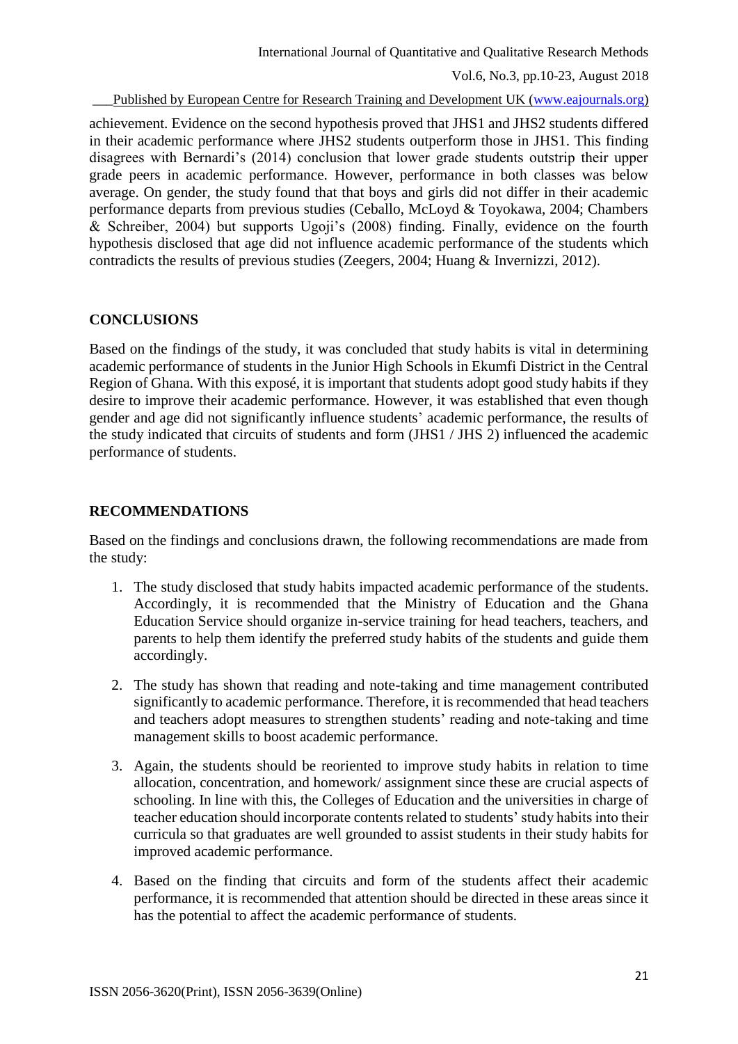achievement. Evidence on the second hypothesis proved that JHS1 and JHS2 students differed in their academic performance where JHS2 students outperform those in JHS1. This finding disagrees with Bernardi's (2014) conclusion that lower grade students outstrip their upper grade peers in academic performance. However, performance in both classes was below average. On gender, the study found that that boys and girls did not differ in their academic performance departs from previous studies (Ceballo, McLoyd & Toyokawa, 2004; Chambers & Schreiber, 2004) but supports Ugoji's (2008) finding. Finally, evidence on the fourth hypothesis disclosed that age did not influence academic performance of the students which contradicts the results of previous studies (Zeegers, 2004; Huang & Invernizzi, 2012).

## CONCLUSIONS

Based on the findings of the study, it was concluded that study habits is vital in determining academic performance of students in the Junior High Schools in Ekumfi District in the Central Region of Ghana. With this exposé, it is important that students adopt good study habits if they desire to improve their academic performance. However, it was established that even though gender and age did not significantly influence students' academic performance, the results of the study indicated that circuits of students and form (JHS1 / JHS 2) influenced the academic performance of students.

## RECOMMENDATIONS

Based on the findings and conclusions drawn, the following recommendations are made from the study:

1. The study disclosed that study habits impacted academic performance of the students. Accordingly, it is recommended that the Ministry of Education and the Ghana Education Service should organize in-service training for head teachers, teachers, and parents to help them identify the preferred study habits of the students and guide them accordingly.

2. The study has shown that reading and note-taking and time management contributed significantly to academic performance. Therefore, it is recommended that head teachers and teachers adopt measures to strengthen students' reading and note-taking and time management skills to boost academic performance.

3. Again, the students should be reoriented to improve study habits in relation to time allocation, concentration, and homework/ assignment since these are crucial aspects of schooling. In line with this, the Colleges of Education and the universities in charge of teacher education should incorporate contents related to students' study habits into their curricula so that graduates are well grounded to assist students in their study habits for improved academic performance.

4. Based on the finding that circuits and form of the students affect their academic performance, it is recommended that attention should be directed in these areas since it has the potential to affect the academic performance of students.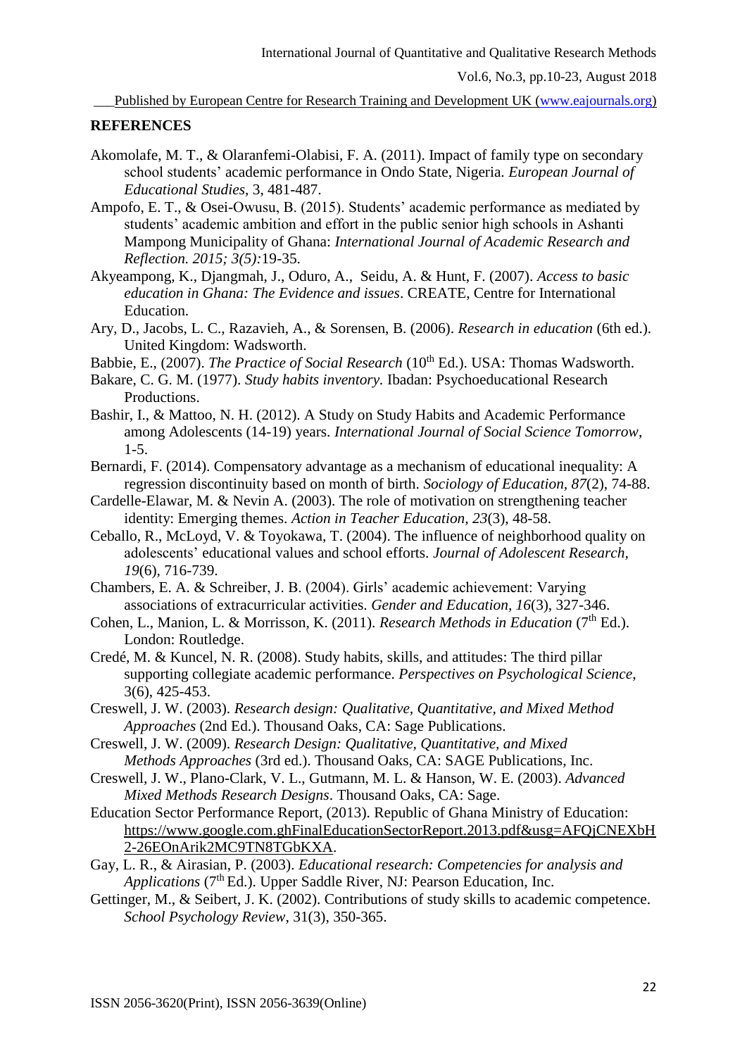## REFERENCES

Akomolafe, M. T., & Olaranfemi-Olabisi, F. A. (2011). Impact of family type on secondary school students' academic performance in Ondo State, Nigeria. *European Journal of Educational Studies*, 3, 481-487.

Ampofo, E. T., & Osei-Owusu, B. (2015). Students' academic performance as mediated by students' academic ambition and effort in the public senior high schools in Ashanti Mampong Municipality of Ghana: *International Journal of Academic Research and Reflection. 2015; 3(5):*19-35.

Akyeampong, K., Djangmah, J., Oduro, A., Seidu, A. & Hunt, F. (2007). *Access to basic education in Ghana: The Evidence and issues*. CREATE, Centre for International Education.

Ary, D., Jacobs, L. C., Razavieh, A., & Sorensen, B. (2006). *Research in education* (6th ed.). United Kingdom: Wadsworth.

Babbie, E., (2007). *The Practice of Social Research* (10th Ed.). USA: Thomas Wadsworth.

Bakare, C. G. M. (1977). *Study habits inventory*. Ibadan: Psychoeducational Research Productions.

Bashir, I., & Mattoo, N. H. (2012). A Study on Study Habits and Academic Performance among Adolescents (14-19) years. *International Journal of Social Science Tomorrow*, 1-5.

Bernardi, F. (2014). Compensatory advantage as a mechanism of educational inequality: A regression discontinuity based on month of birth. *Sociology of Education, 87*(2), 74-88.

Cardelle-Elawar, M. & Nevin A. (2003). The role of motivation on strengthening teacher identity: Emerging themes. *Action in Teacher Education, 23*(3), 48-58.

Ceballo, R., McLoyd, V. & Toyokawa, T. (2004). The influence of neighborhood quality on adolescents' educational values and school efforts. *Journal of Adolescent Research, 19*(6), 716-739.

Chambers, E. A. & Schreiber, J. B. (2004). Girls' academic achievement: Varying associations of extracurricular activities. *Gender and Education, 16*(3), 327-346.

Cohen, L., Manion, L. & Morrisson, K. (2011). *Research Methods in Education* (7th Ed.). London: Routledge.

Credé, M. & Kuncel, N. R. (2008). Study habits, skills, and attitudes: The third pillar supporting collegiate academic performance. *Perspectives on Psychological Science*, 3(6), 425-453.

Creswell, J. W. (2003). *Research design: Qualitative, Quantitative, and Mixed Method Approaches* (2nd Ed.). Thousand Oaks, CA: Sage Publications.

Creswell, J. W. (2009). *Research Design: Qualitative, Quantitative, and Mixed Methods Approaches* (3rd ed.). Thousand Oaks, CA: SAGE Publications, Inc.

Creswell, J. W., Plano-Clark, V. L., Gutmann, M. L. & Hanson, W. E. (2003). *Advanced Mixed Methods Research Designs*. Thousand Oaks, CA: Sage.

Education Sector Performance Report, (2013). Republic of Ghana Ministry of Education: https://www.google.com.ghFinalEducationSectorReport.2013.pdf&usg=AFQjCNEXbH2-26EOnArik2MC9TN8TGbKXA.

Gay, L. R., & Airasian, P. (2003). *Educational research: Competencies for analysis and Applications* (7th Ed.). Upper Saddle River, NJ: Pearson Education, Inc.

Gettinger, M., & Seibert, J. K. (2002). Contributions of study skills to academic competence. *School Psychology Review*, 31(3), 350-365.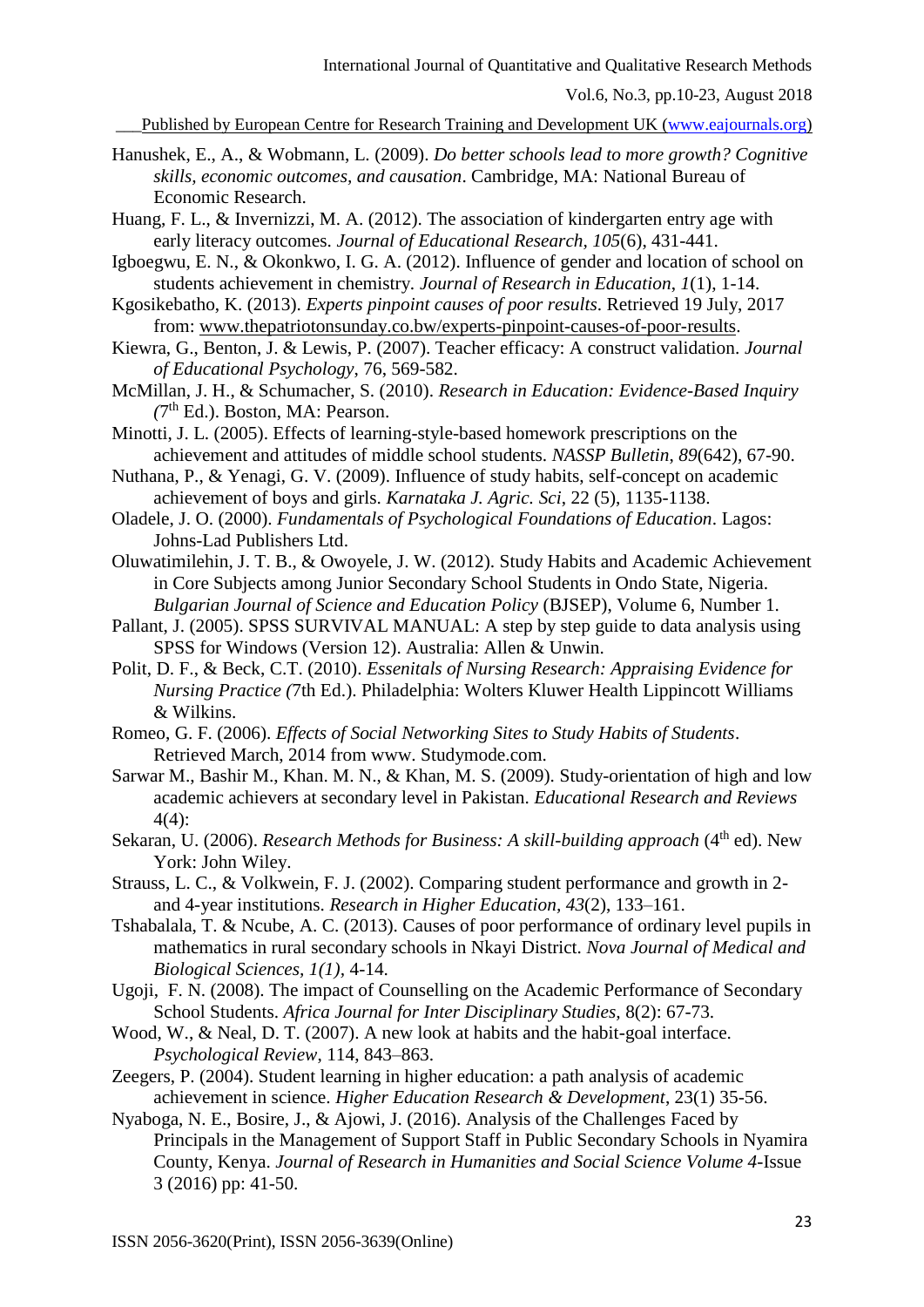Hanushek, E., A., & Wobmann, L. (2009). *Do better schools lead to more growth? Cognitive skills, economic outcomes, and causation*. Cambridge, MA: National Bureau of Economic Research.

Huang, F. L., & Invernizzi, M. A. (2012). The association of kindergarten entry age with early literacy outcomes. *Journal of Educational Research, 105*(6), 431-441.

Igboegwu, E. N., & Okonkwo, I. G. A. (2012). Influence of gender and location of school on students achievement in chemistry. *Journal of Research in Education*, *1*(1), 1-14.

Kgosikebatho, K. (2013). *Experts pinpoint causes of poor results*. Retrieved 19 July, 2017 from: www.thepatriotonsunday.co.bw/experts-pinpoint-causes-of-poor-results.

Kiewra, G., Benton, J. & Lewis, P. (2007). Teacher efficacy: A construct validation. *Journal of Educational Psychology*, 76, 569-582.

McMillan, J. H., & Schumacher, S. (2010). *Research in Education: Evidence-Based Inquiry (*7th Ed.). Boston, MA: Pearson.

Minotti, J. L. (2005). Effects of learning-style-based homework prescriptions on the achievement and attitudes of middle school students. *NASSP Bulletin*, *89*(642), 67-90.

Nuthana, P., & Yenagi, G. V. (2009). Influence of study habits, self-concept on academic achievement of boys and girls. *Karnataka J. Agric. Sci*, 22 (5), 1135-1138.

Oladele, J. O. (2000). *Fundamentals of Psychological Foundations of Education*. Lagos: Johns-Lad Publishers Ltd.

Oluwatimilehin, J. T. B., & Owoyele, J. W. (2012). Study Habits and Academic Achievement in Core Subjects among Junior Secondary School Students in Ondo State, Nigeria. *Bulgarian Journal of Science and Education Policy* (BJSEP), Volume 6, Number 1.

Pallant, J. (2005). SPSS SURVIVAL MANUAL: A step by step guide to data analysis using SPSS for Windows (Version 12). Australia: Allen & Unwin.

Polit, D. F., & Beck, C.T. (2010). *Essenitals of Nursing Research: Appraising Evidence for Nursing Practice (*7th Ed.). Philadelphia: Wolters Kluwer Health Lippincott Williams & Wilkins.

Romeo, G. F. (2006). *Effects of Social Networking Sites to Study Habits of Students*. Retrieved March, 2014 from www. Studymode.com.

Sarwar M., Bashir M., Khan. M. N., & Khan, M. S. (2009). Study-orientation of high and low academic achievers at secondary level in Pakistan. *Educational Research and Reviews* 4(4):

Sekaran, U. (2006). *Research Methods for Business: A skill-building approach* (4th ed). New York: John Wiley.

Strauss, L. C., & Volkwein, F. J. (2002). Comparing student performance and growth in 2- and 4-year institutions. *Research in Higher Education, 43*(2), 133–161.

Tshabalala, T. & Ncube, A. C. (2013). Causes of poor performance of ordinary level pupils in mathematics in rural secondary schools in Nkayi District. *Nova Journal of Medical and Biological Sciences, 1(1),* 4-14.

Ugoji, F. N. (2008). The impact of Counselling on the Academic Performance of Secondary School Students. *Africa Journal for Inter Disciplinary Studies,* 8(2): 67-73.

Wood, W., & Neal, D. T. (2007). A new look at habits and the habit-goal interface. *Psychological Review*, 114, 843–863.

Zeegers, P. (2004). Student learning in higher education: a path analysis of academic achievement in science. *Higher Education Research & Development*, 23(1) 35-56.

Nyaboga, N. E., Bosire, J., & Ajowi, J. (2016). Analysis of the Challenges Faced by Principals in the Management of Support Staff in Public Secondary Schools in Nyamira County, Kenya. *Journal of Research in Humanities and Social Science Volume 4*-Issue 3 (2016) pp: 41-50.